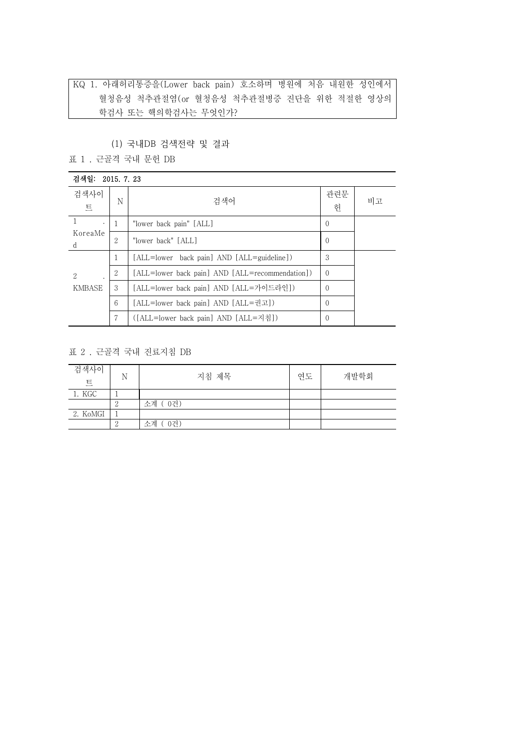KQ 1. 아래허리통증을(Lower back pain) 호소하며 병원에 처음 내원한 성인에서 혈청음성 척추관절염(or 혈청음성 척추관절병증 진단을 위한 적절한 영상의학검사 또는 핵의학검사는 무엇인가?

(1) 국내DB 검색전략 및 결과

표 1 . 근골격 국내 문헌 DB

**검색일: 2015. 7. 23**

| 검색사이트 | N | 검색어 | 관련문헌 | 비고 |
|---|---|---|---|---|
| 1. KoreaMed | 1 | "lower back pain" [ALL] | 0 | |
| | 2 | "lower back" [ALL] | 0 | |
| 2. KMBASE | 1 | [ALL=lower back pain] AND [ALL=guideline]) | 3 | |
| | 2 | [ALL=lower back pain] AND [ALL=recommendation]) | 0 | |
| | 3 | [ALL=lower back pain] AND [ALL=가이드라인]) | 0 | |
| | 6 | [ALL=lower back pain] AND [ALL=권고]) | 0 | |
| | 7 | ([ALL=lower back pain] AND [ALL=지침]) | 0 | |

표 2 . 근골격 국내 진료지침 DB

| 검색사이트 | N | 지침 제목 | 연도 | 개발학회 |
|---|---|---|---|---|
| 1. KGC | 1 | | | |
| | 2 | 소계 ( 0건) | | |
| 2. KoMGI | 1 | | | |
| | 2 | 소계 ( 0건) | | |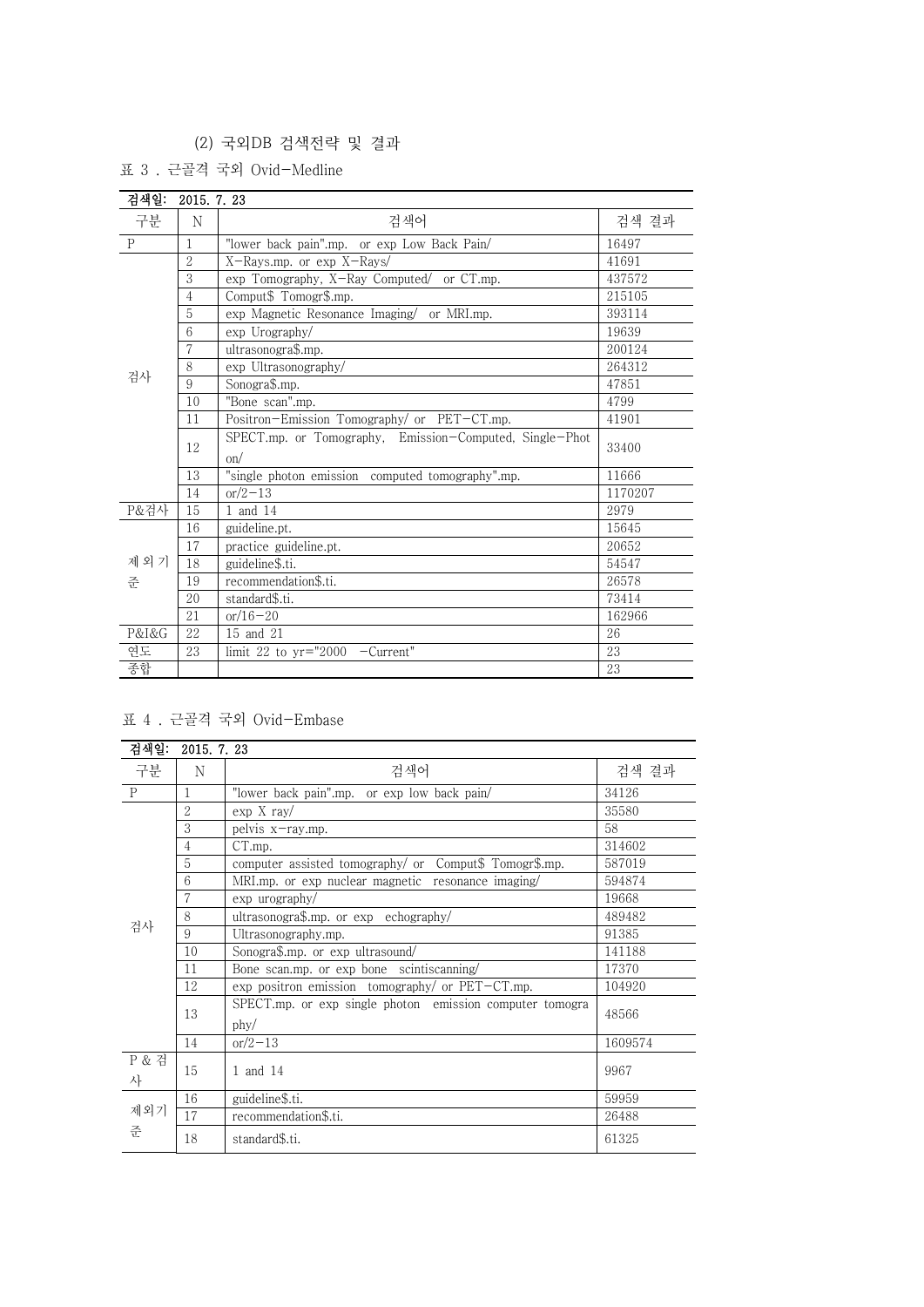(2) 국외DB 검색전략 및 결과

표 3 . 근골격 국외 Ovid-Medline

| 검색일: 2015. 7. 23 | | | |
|---|---|---|---|
| 구분 | N | 검색어 | 검색 결과 |
| P | 1 | "lower back pain".mp. or exp Low Back Pain/ | 16497 |
| 검사 | 2 | X-Rays.mp. or exp X-Rays/ | 41691 |
| | 3 | exp Tomography, X-Ray Computed/ or CT.mp. | 437572 |
| | 4 | Comput$ Tomogr$.mp. | 215105 |
| | 5 | exp Magnetic Resonance Imaging/ or MRI.mp. | 393114 |
| | 6 | exp Urography/ | 19639 |
| | 7 | ultrasonogra$.mp. | 200124 |
| | 8 | exp Ultrasonography/ | 264312 |
| | 9 | Sonogra$.mp. | 47851 |
| | 10 | "Bone scan".mp. | 4799 |
| | 11 | Positron-Emission Tomography/ or PET-CT.mp. | 41901 |
| | 12 | SPECT.mp. or Tomography, Emission-Computed, Single-Photon/ | 33400 |
| | 13 | "single photon emission computed tomography".mp. | 11666 |
| | 14 | or/2-13 | 1170207 |
| P&검사 | 15 | 1 and 14 | 2979 |
| 제외기준 | 16 | guideline.pt. | 15645 |
| | 17 | practice guideline.pt. | 20652 |
| | 18 | guideline$.ti. | 54547 |
| | 19 | recommendation$.ti. | 26578 |
| | 20 | standard$.ti. | 73414 |
| | 21 | or/16-20 | 162966 |
| P&I&G | 22 | 15 and 21 | 26 |
| 연도 | 23 | limit 22 to yr="2000 -Current" | 23 |
| 종합 | | | 23 |

표 4 . 근골격 국외 Ovid-Embase

| 검색일: 2015. 7. 23 | | | |
|---|---|---|---|
| 구분 | N | 검색어 | 검색 결과 |
| P | 1 | "lower back pain".mp. or exp low back pain/ | 34126 |
| 검사 | 2 | exp X ray/ | 35580 |
| | 3 | pelvis x-ray.mp. | 58 |
| | 4 | CT.mp. | 314602 |
| | 5 | computer assisted tomography/ or Comput$ Tomogr$.mp. | 587019 |
| | 6 | MRI.mp. or exp nuclear magnetic resonance imaging/ | 594874 |
| | 7 | exp urography/ | 19668 |
| | 8 | ultrasonogra$.mp. or exp echography/ | 489482 |
| | 9 | Ultrasonography.mp. | 91385 |
| | 10 | Sonogra$.mp. or exp ultrasound/ | 141188 |
| | 11 | Bone scan.mp. or exp bone scintiscanning/ | 17370 |
| | 12 | exp positron emission tomography/ or PET-CT.mp. | 104920 |
| | 13 | SPECT.mp. or exp single photon emission computer tomography/ | 48566 |
| | 14 | or/2-13 | 1609574 |
| P & 검사 | 15 | 1 and 14 | 9967 |
| 제외기준 | 16 | guideline$.ti. | 59959 |
| | 17 | recommendation$.ti. | 26488 |
| | 18 | standard$.ti. | 61325 |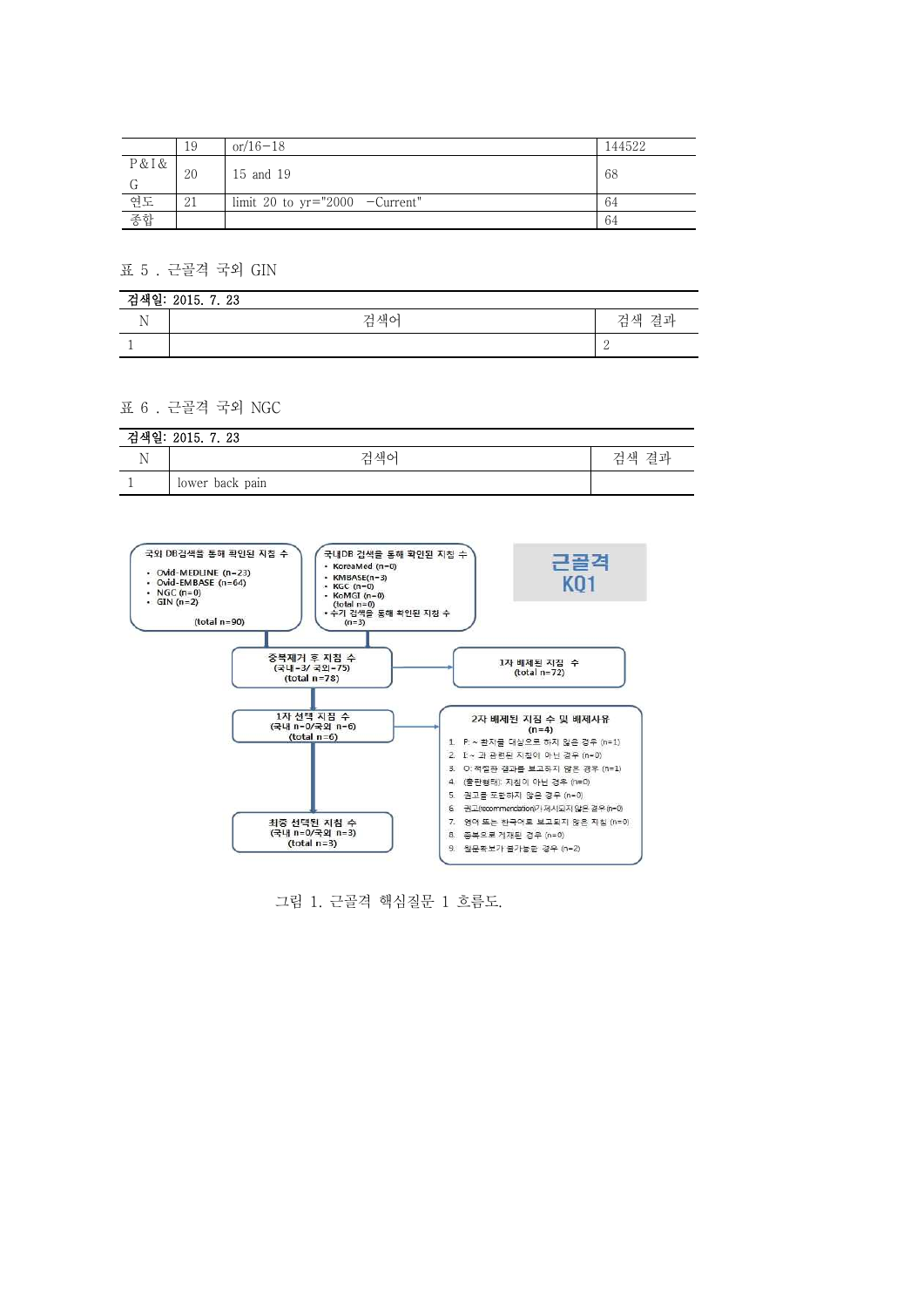| | | | |
|---|---|---|---|
| | 19 | or/16-18 | 144522 |
| P&I&G | 20 | 15 and 19 | 68 |
| 연도 | 21 | limit 20 to yr="2000 -Current" | 64 |
| 종합 | | | 64 |

표 5 . 근골격 국외 GIN

| 검색일: 2015. 7. 23 | | |
|---|---|---|
| N | 검색어 | 검색 결과 |
| 1 | | 2 |

표 6 . 근골격 국외 NGC

| 검색일: 2015. 7. 23 | | |
|---|---|---|
| N | 검색어 | 검색 결과 |
| 1 | lower back pain | |

국외 DB검색을 통해 확인된 지침 수
- Ovid-MEDLINE (n=23)
- Ovid-EMBASE (n=64)
- NGC (n=0)
- GIN (n=2)

(total n=90)

국내DB 검색을 통해 확인된 지침 수
- KoreaMed (n=0)
- KMBASE(n=3)
- KGC (n=0)
- KoMGI (n=0)

(total n=0)
- 수기 검색을 통해 확인된 지침 수 (n=3)

근골격 KQ1

중복제거 후 지침 수
(국내=3/ 국외=75)
(total n=78)

1자 배제된 지침 수
(total n=72)

1자 선택 지침 수
(국내 n=0/국외 n=6)
(total n=6)

2자 배제된 지침 수 및 배제사유
(n=4)
1. P: ~ 환자를 대상으로 하지 않은 경우 (n=1)
2. I: ~ 과 관련된 지침이 아닌 경우 (n=0)
3. O: 적절한 결과를 보고하지 않은 경우 (n=1)
4. (출판형태): 지침이 아닌 경우 (n=0)
5. 권고를 포함하지 않은 경우 (n=0)
6. 권고(recommendation)가 제시되지 않은 경우 (n=0)
7. 영어 또는 한국어로 보고되지 않은 지침 (n=0)
8. 중복으로 게재된 경우 (n=0)
9. 원문확보가 불가능한 경우 (n=2)

최종 선택된 지침 수
(국내 n=0/국외 n=3)
(total n=3)

그림 1. 근골격 핵심질문 1 흐름도.